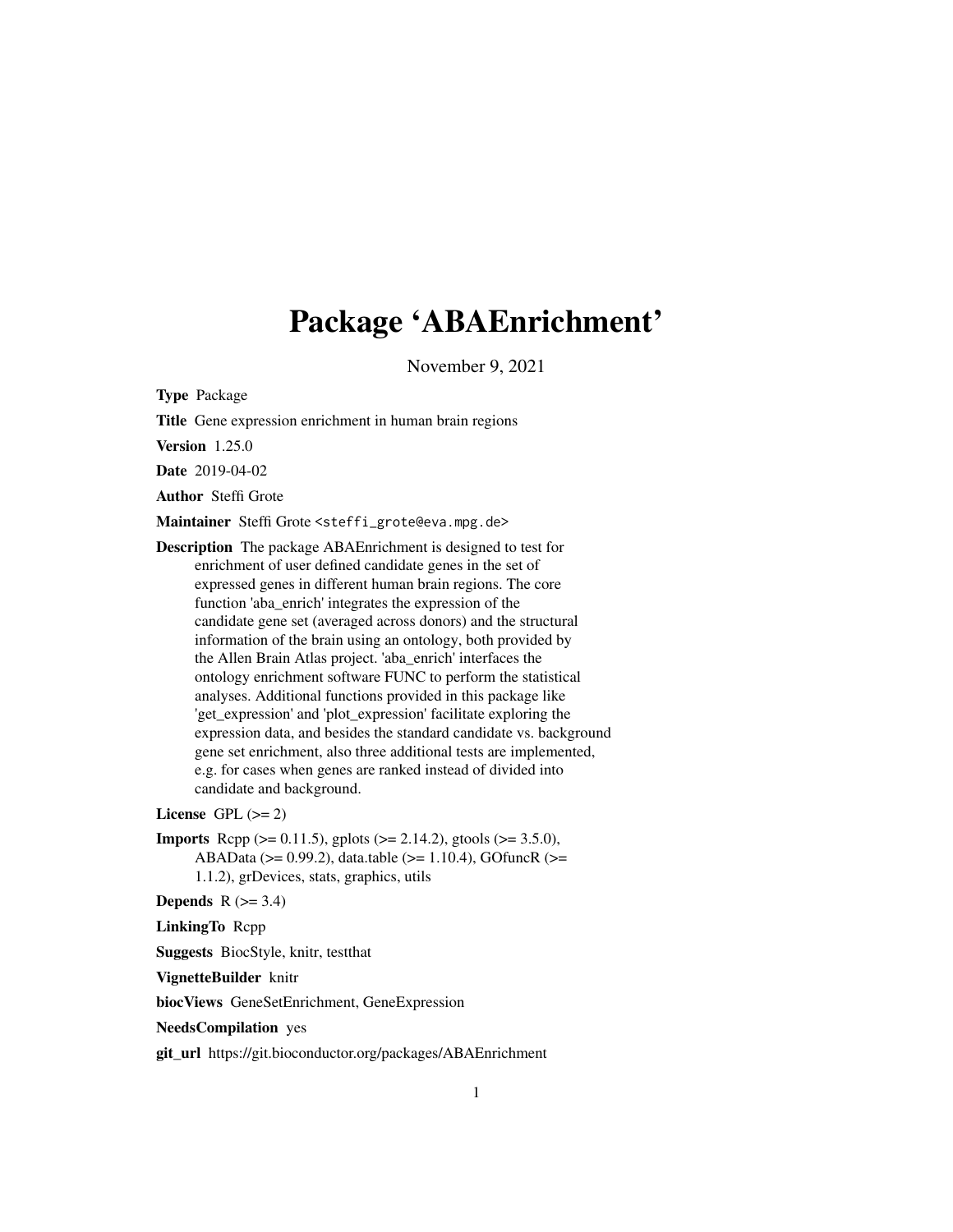# Package 'ABAEnrichment'

November 9, 2021

**Type** Package

**Title** Gene expression enrichment in human brain regions

**Version** 1.25.0

**Date** 2019-04-02

**Author** Steffi Grote

**Maintainer** Steffi Grote <steffi_grote@eva.mpg.de>

**Description** The package ABAEnrichment is designed to test for enrichment of user defined candidate genes in the set of expressed genes in different human brain regions. The core function 'aba_enrich' integrates the expression of the candidate gene set (averaged across donors) and the structural information of the brain using an ontology, both provided by the Allen Brain Atlas project. 'aba_enrich' interfaces the ontology enrichment software FUNC to perform the statistical analyses. Additional functions provided in this package like 'get_expression' and 'plot_expression' facilitate exploring the expression data, and besides the standard candidate vs. background gene set enrichment, also three additional tests are implemented, e.g. for cases when genes are ranked instead of divided into candidate and background.

**License** GPL (>= 2)

**Imports** Rcpp (>= 0.11.5), gplots (>= 2.14.2), gtools (>= 3.5.0), ABAData (>= 0.99.2), data.table (>= 1.10.4), GOfuncR (>= 1.1.2), grDevices, stats, graphics, utils

**Depends** R (>= 3.4)

**LinkingTo** Rcpp

**Suggests** BiocStyle, knitr, testthat

**VignetteBuilder** knitr

**biocViews** GeneSetEnrichment, GeneExpression

**NeedsCompilation** yes

**git_url** https://git.bioconductor.org/packages/ABAEnrichment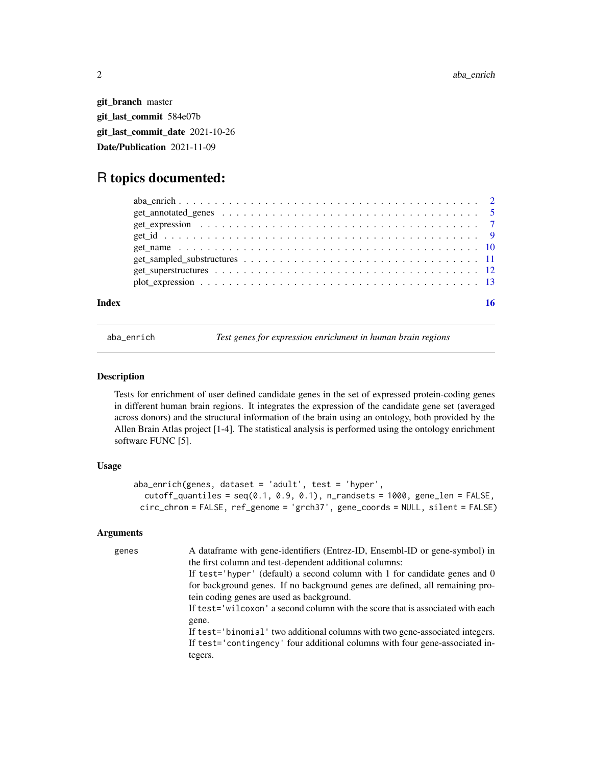**git_branch** master

**git_last_commit** 584e07b

**git_last_commit_date** 2021-10-26

**Date/Publication** 2021-11-09

# R topics documented:

| | |
|---|---|
| aba_enrich | 2 |
| get_annotated_genes | 5 |
| get_expression | 7 |
| get_id | 9 |
| get_name | 10 |
| get_sampled_substructures | 11 |
| get_superstructures | 12 |
| plot_expression | 13 |
| **Index** | **16** |

---

aba_enrich &nbsp;&nbsp;&nbsp;&nbsp; *Test genes for expression enrichment in human brain regions*

---

### Description

Tests for enrichment of user defined candidate genes in the set of expressed protein-coding genes in different human brain regions. It integrates the expression of the candidate gene set (averaged across donors) and the structural information of the brain using an ontology, both provided by the Allen Brain Atlas project [1-4]. The statistical analysis is performed using the ontology enrichment software FUNC [5].

### Usage

```
aba_enrich(genes, dataset = 'adult', test = 'hyper',
  cutoff_quantiles = seq(0.1, 0.9, 0.1), n_randsets = 1000, gene_len = FALSE,
 circ_chrom = FALSE, ref_genome = 'grch37', gene_coords = NULL, silent = FALSE)
```

### Arguments

`genes` &nbsp;&nbsp; A dataframe with gene-identifiers (Entrez-ID, Ensembl-ID or gene-symbol) in the first column and test-dependent additional columns:
If `test='hyper'` (default) a second column with 1 for candidate genes and 0 for background genes. If no background genes are defined, all remaining protein coding genes are used as background.
If `test='wilcoxon'` a second column with the score that is associated with each gene.
If `test='binomial'` two additional columns with two gene-associated integers.
If `test='contingency'` four additional columns with four gene-associated integers.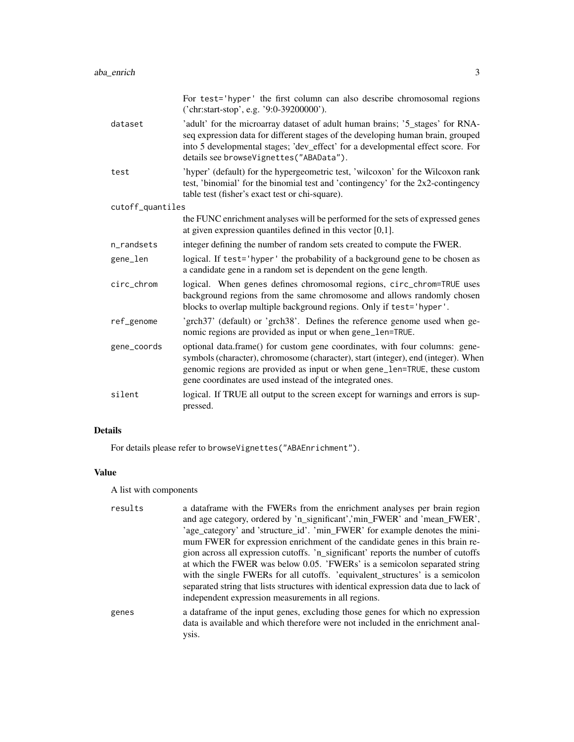For test='hyper' the first column can also describe chromosomal regions ('chr:start-stop', e.g. '9:0-39200000').

**dataset**
: 'adult' for the microarray dataset of adult human brains; '5_stages' for RNA-seq expression data for different stages of the developing human brain, grouped into 5 developmental stages; 'dev_effect' for a developmental effect score. For details see `browseVignettes("ABAData")`.

**test**
: 'hyper' (default) for the hypergeometric test, 'wilcoxon' for the Wilcoxon rank test, 'binomial' for the binomial test and 'contingency' for the 2x2-contingency table test (fisher's exact test or chi-square).

**cutoff_quantiles**
: the FUNC enrichment analyses will be performed for the sets of expressed genes at given expression quantiles defined in this vector [0,1].

**n_randsets**
: integer defining the number of random sets created to compute the FWER.

**gene_len**
: logical. If `test='hyper'` the probability of a background gene to be chosen as a candidate gene in a random set is dependent on the gene length.

**circ_chrom**
: logical. When `genes` defines chromosomal regions, `circ_chrom=TRUE` uses background regions from the same chromosome and allows randomly chosen blocks to overlap multiple background regions. Only if `test='hyper'`.

**ref_genome**
: 'grch37' (default) or 'grch38'. Defines the reference genome used when genomic regions are provided as input or when `gene_len=TRUE`.

**gene_coords**
: optional data.frame() for custom gene coordinates, with four columns: gene-symbols (character), chromosome (character), start (integer), end (integer). When genomic regions are provided as input or when `gene_len=TRUE`, these custom gene coordinates are used instead of the integrated ones.

**silent**
: logical. If TRUE all output to the screen except for warnings and errors is suppressed.

## Details

For details please refer to `browseVignettes("ABAEnrichment")`.

## Value

A list with components

**results**
: a dataframe with the FWERs from the enrichment analyses per brain region and age category, ordered by 'n_significant','min_FWER' and 'mean_FWER', 'age_category' and 'structure_id'. 'min_FWER' for example denotes the minimum FWER for expression enrichment of the candidate genes in this brain region across all expression cutoffs. 'n_significant' reports the number of cutoffs at which the FWER was below 0.05. 'FWERs' is a semicolon separated string with the single FWERs for all cutoffs. 'equivalent_structures' is a semicolon separated string that lists structures with identical expression data due to lack of independent expression measurements in all regions.

**genes**
: a dataframe of the input genes, excluding those genes for which no expression data is available and which therefore were not included in the enrichment analysis.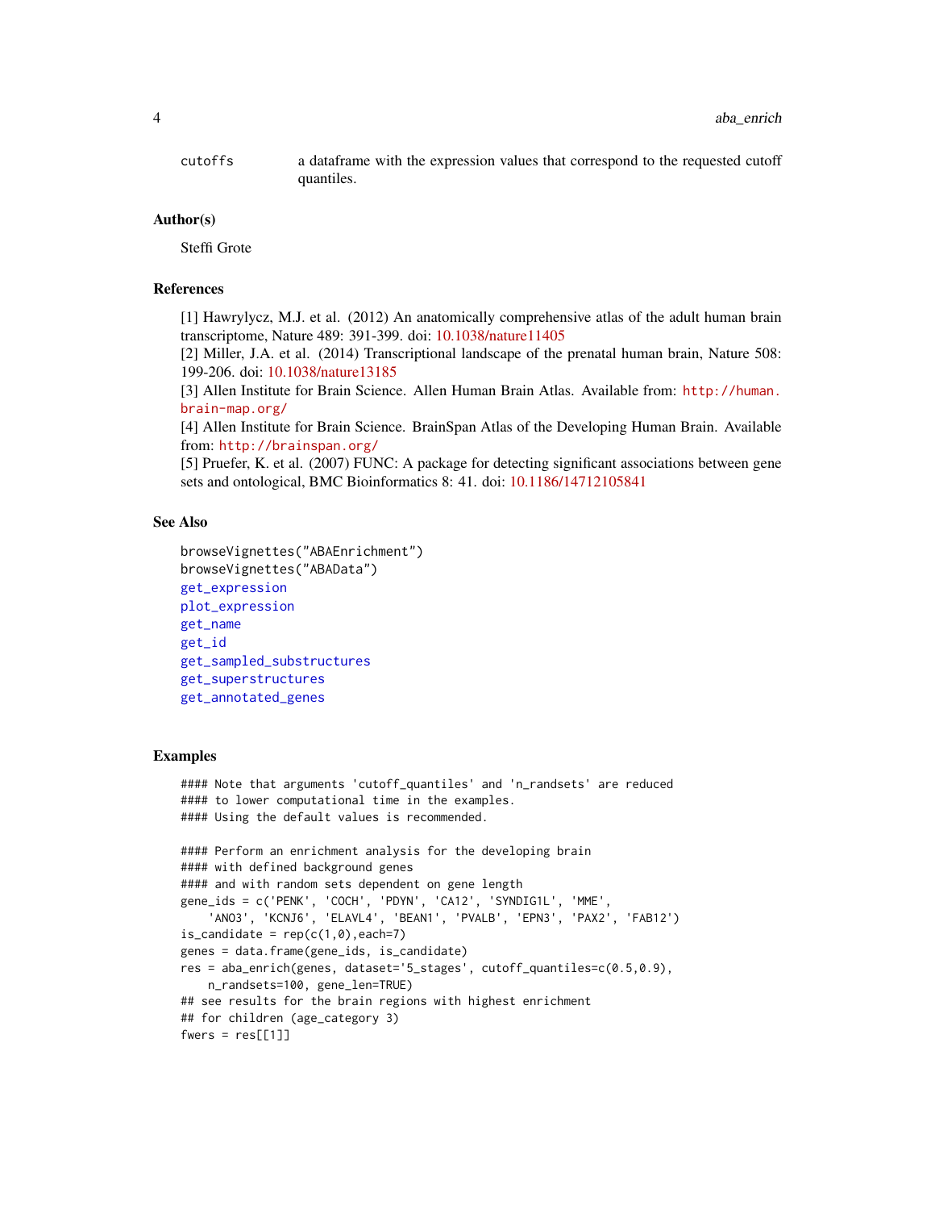cutoffs
: a dataframe with the expression values that correspond to the requested cutoff quantiles.

## Author(s)

Steffi Grote

## References

[1] Hawrylycz, M.J. et al. (2012) An anatomically comprehensive atlas of the adult human brain transcriptome, Nature 489: 391-399. doi: 10.1038/nature11405
[2] Miller, J.A. et al. (2014) Transcriptional landscape of the prenatal human brain, Nature 508: 199-206. doi: 10.1038/nature13185
[3] Allen Institute for Brain Science. Allen Human Brain Atlas. Available from: http://human.brain-map.org/
[4] Allen Institute for Brain Science. BrainSpan Atlas of the Developing Human Brain. Available from: http://brainspan.org/
[5] Pruefer, K. et al. (2007) FUNC: A package for detecting significant associations between gene sets and ontological, BMC Bioinformatics 8: 41. doi: 10.1186/14712105841

## See Also

```
browseVignettes("ABAEnrichment")
browseVignettes("ABAData")
get_expression
plot_expression
get_name
get_id
get_sampled_substructures
get_superstructures
get_annotated_genes
```

## Examples

```
#### Note that arguments 'cutoff_quantiles' and 'n_randsets' are reduced
#### to lower computational time in the examples.
#### Using the default values is recommended.

#### Perform an enrichment analysis for the developing brain
#### with defined background genes
#### and with random sets dependent on gene length
gene_ids = c('PENK', 'COCH', 'PDYN', 'CA12', 'SYNDIG1L', 'MME',
    'ANO3', 'KCNJ6', 'ELAVL4', 'BEAN1', 'PVALB', 'EPN3', 'PAX2', 'FAB12')
is_candidate = rep(c(1,0),each=7)
genes = data.frame(gene_ids, is_candidate)
res = aba_enrich(genes, dataset='5_stages', cutoff_quantiles=c(0.5,0.9),
    n_randsets=100, gene_len=TRUE)
## see results for the brain regions with highest enrichment
## for children (age_category 3)
fwers = res[[1]]
```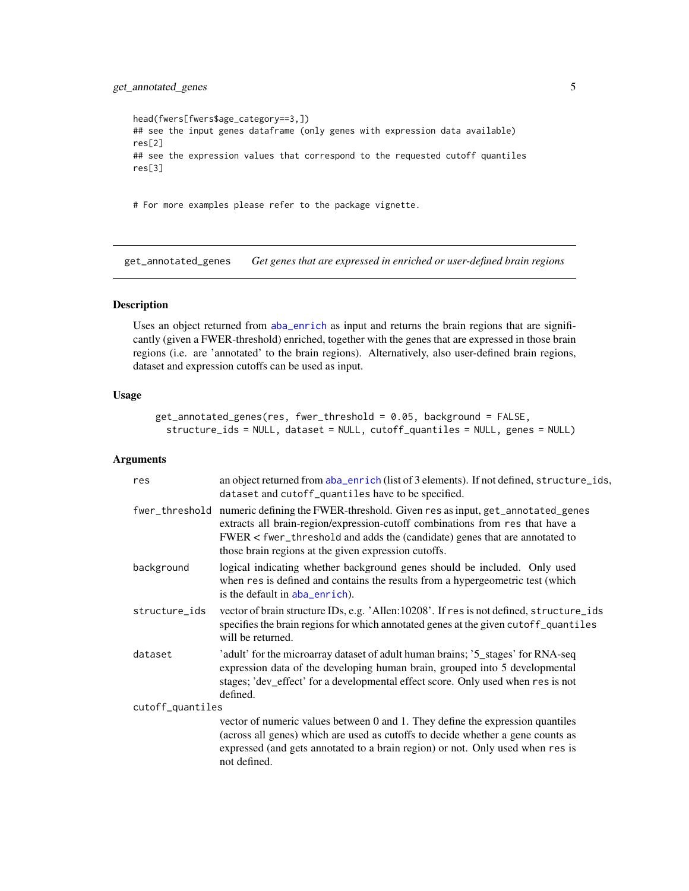```
head(fwers[fwers$age_category==3,])
## see the input genes dataframe (only genes with expression data available)
res[2]
## see the expression values that correspond to the requested cutoff quantiles
res[3]


# For more examples please refer to the package vignette.
```

## get_annotated_genes — *Get genes that are expressed in enriched or user-defined brain regions*

### Description

Uses an object returned from `aba_enrich` as input and returns the brain regions that are significantly (given a FWER-threshold) enriched, together with the genes that are expressed in those brain regions (i.e. are 'annotated' to the brain regions). Alternatively, also user-defined brain regions, dataset and expression cutoffs can be used as input.

### Usage

```
get_annotated_genes(res, fwer_threshold = 0.05, background = FALSE,
  structure_ids = NULL, dataset = NULL, cutoff_quantiles = NULL, genes = NULL)
```

### Arguments

- `res` — an object returned from `aba_enrich` (list of 3 elements). If not defined, `structure_ids`, `dataset` and `cutoff_quantiles` have to be specified.
- `fwer_threshold` — numeric defining the FWER-threshold. Given `res` as input, `get_annotated_genes` extracts all brain-region/expression-cutoff combinations from `res` that have a FWER < `fwer_threshold` and adds the (candidate) genes that are annotated to those brain regions at the given expression cutoffs.
- `background` — logical indicating whether background genes should be included. Only used when `res` is defined and contains the results from a hypergeometric test (which is the default in `aba_enrich`).
- `structure_ids` — vector of brain structure IDs, e.g. 'Allen:10208'. If `res` is not defined, `structure_ids` specifies the brain regions for which annotated genes at the given `cutoff_quantiles` will be returned.
- `dataset` — 'adult' for the microarray dataset of adult human brains; '5_stages' for RNA-seq expression data of the developing human brain, grouped into 5 developmental stages; 'dev_effect' for a developmental effect score. Only used when `res` is not defined.
- `cutoff_quantiles` — vector of numeric values between 0 and 1. They define the expression quantiles (across all genes) which are used as cutoffs to decide whether a gene counts as expressed (and gets annotated to a brain region) or not. Only used when `res` is not defined.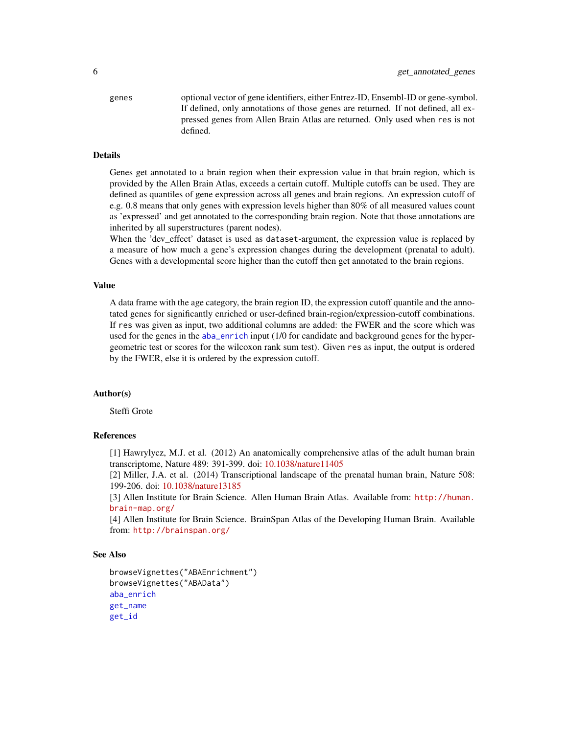genes
: optional vector of gene identifiers, either Entrez-ID, Ensembl-ID or gene-symbol. If defined, only annotations of those genes are returned. If not defined, all expressed genes from Allen Brain Atlas are returned. Only used when `res` is not defined.

### Details

Genes get annotated to a brain region when their expression value in that brain region, which is provided by the Allen Brain Atlas, exceeds a certain cutoff. Multiple cutoffs can be used. They are defined as quantiles of gene expression across all genes and brain regions. An expression cutoff of e.g. 0.8 means that only genes with expression levels higher than 80% of all measured values count as 'expressed' and get annotated to the corresponding brain region. Note that those annotations are inherited by all superstructures (parent nodes).
When the 'dev_effect' dataset is used as `dataset`-argument, the expression value is replaced by a measure of how much a gene's expression changes during the development (prenatal to adult). Genes with a developmental score higher than the cutoff then get annotated to the brain regions.

### Value

A data frame with the age category, the brain region ID, the expression cutoff quantile and the annotated genes for significantly enriched or user-defined brain-region/expression-cutoff combinations. If `res` was given as input, two additional columns are added: the FWER and the score which was used for the genes in the `aba_enrich` input (1/0 for candidate and background genes for the hypergeometric test or scores for the wilcoxon rank sum test). Given `res` as input, the output is ordered by the FWER, else it is ordered by the expression cutoff.

### Author(s)

Steffi Grote

### References

[1] Hawrylycz, M.J. et al. (2012) An anatomically comprehensive atlas of the adult human brain transcriptome, Nature 489: 391-399. doi: 10.1038/nature11405
[2] Miller, J.A. et al. (2014) Transcriptional landscape of the prenatal human brain, Nature 508: 199-206. doi: 10.1038/nature13185
[3] Allen Institute for Brain Science. Allen Human Brain Atlas. Available from: http://human.brain-map.org/
[4] Allen Institute for Brain Science. BrainSpan Atlas of the Developing Human Brain. Available from: http://brainspan.org/

### See Also

```
browseVignettes("ABAEnrichment")
browseVignettes("ABAData")
aba_enrich
get_name
get_id
```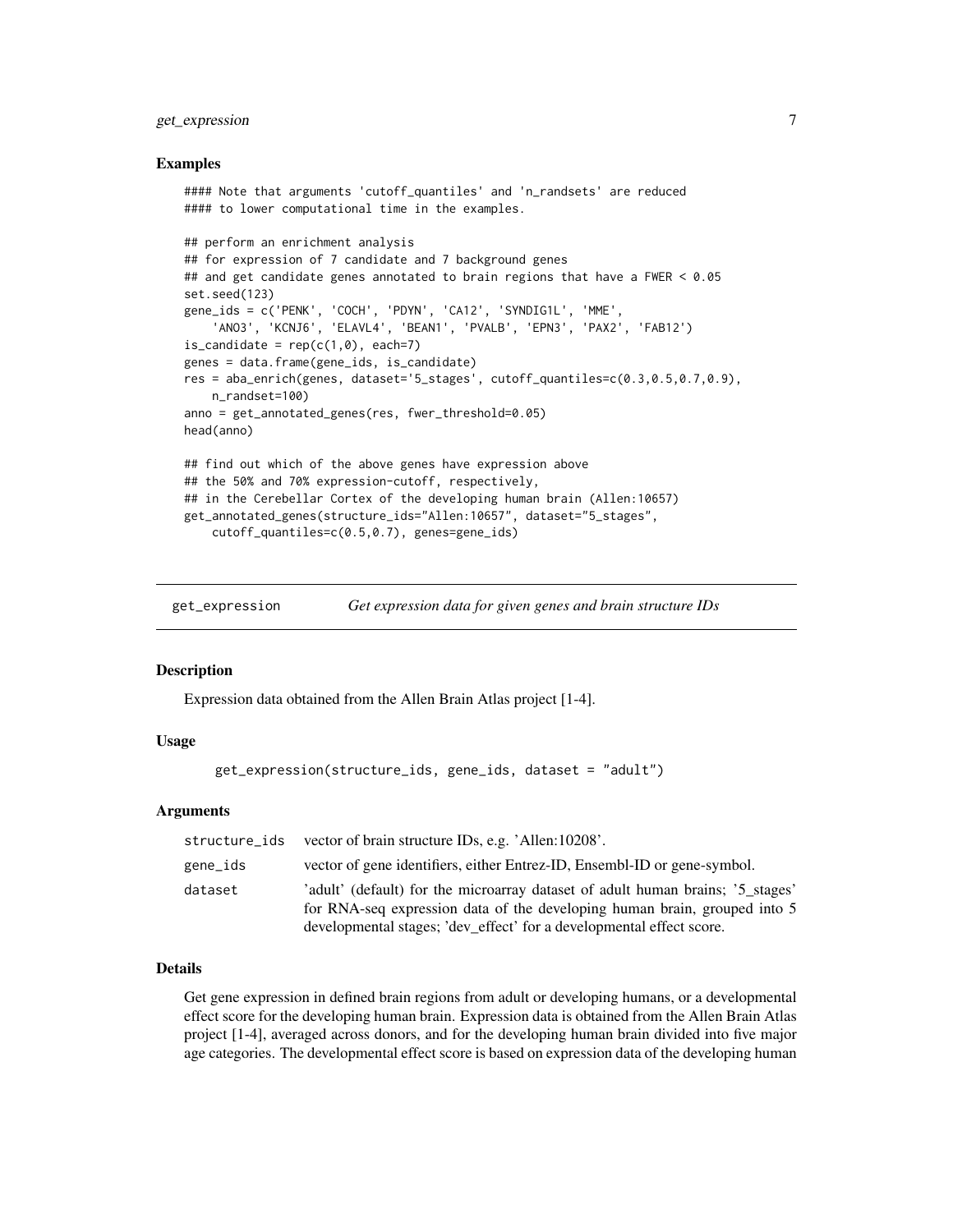### Examples

```
#### Note that arguments 'cutoff_quantiles' and 'n_randsets' are reduced
#### to lower computational time in the examples.

## perform an enrichment analysis
## for expression of 7 candidate and 7 background genes
## and get candidate genes annotated to brain regions that have a FWER < 0.05
set.seed(123)
gene_ids = c('PENK', 'COCH', 'PDYN', 'CA12', 'SYNDIG1L', 'MME',
    'ANO3', 'KCNJ6', 'ELAVL4', 'BEAN1', 'PVALB', 'EPN3', 'PAX2', 'FAB12')
is_candidate = rep(c(1,0), each=7)
genes = data.frame(gene_ids, is_candidate)
res = aba_enrich(genes, dataset='5_stages', cutoff_quantiles=c(0.3,0.5,0.7,0.9),
    n_randset=100)
anno = get_annotated_genes(res, fwer_threshold=0.05)
head(anno)

## find out which of the above genes have expression above
## the 50% and 70% expression-cutoff, respectively,
## in the Cerebellar Cortex of the developing human brain (Allen:10657)
get_annotated_genes(structure_ids="Allen:10657", dataset="5_stages",
    cutoff_quantiles=c(0.5,0.7), genes=gene_ids)
```

---

## get_expression — *Get expression data for given genes and brain structure IDs*

### Description

Expression data obtained from the Allen Brain Atlas project [1-4].

### Usage

```
get_expression(structure_ids, gene_ids, dataset = "adult")
```

### Arguments

| | |
|---|---|
| structure_ids | vector of brain structure IDs, e.g. 'Allen:10208'. |
| gene_ids | vector of gene identifiers, either Entrez-ID, Ensembl-ID or gene-symbol. |
| dataset | 'adult' (default) for the microarray dataset of adult human brains; '5_stages' for RNA-seq expression data of the developing human brain, grouped into 5 developmental stages; 'dev_effect' for a developmental effect score. |

### Details

Get gene expression in defined brain regions from adult or developing humans, or a developmental effect score for the developing human brain. Expression data is obtained from the Allen Brain Atlas project [1-4], averaged across donors, and for the developing human brain divided into five major age categories. The developmental effect score is based on expression data of the developing human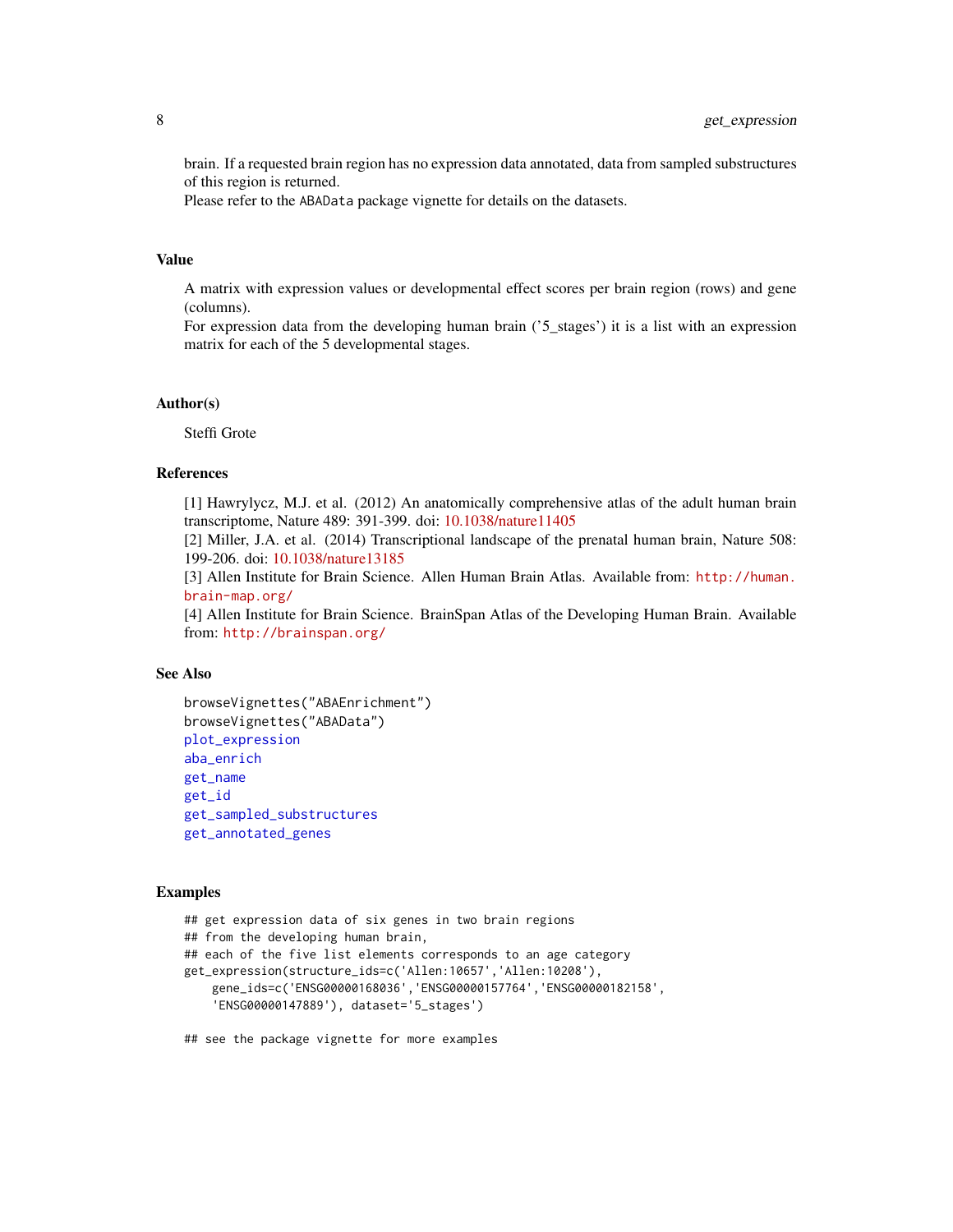brain. If a requested brain region has no expression data annotated, data from sampled substructures of this region is returned.
Please refer to the ABAData package vignette for details on the datasets.

## Value

A matrix with expression values or developmental effect scores per brain region (rows) and gene (columns).
For expression data from the developing human brain ('5_stages') it is a list with an expression matrix for each of the 5 developmental stages.

## Author(s)

Steffi Grote

## References

[1] Hawrylycz, M.J. et al. (2012) An anatomically comprehensive atlas of the adult human brain transcriptome, Nature 489: 391-399. doi: 10.1038/nature11405
[2] Miller, J.A. et al. (2014) Transcriptional landscape of the prenatal human brain, Nature 508: 199-206. doi: 10.1038/nature13185
[3] Allen Institute for Brain Science. Allen Human Brain Atlas. Available from: http://human.brain-map.org/
[4] Allen Institute for Brain Science. BrainSpan Atlas of the Developing Human Brain. Available from: http://brainspan.org/

## See Also

browseVignettes("ABAEnrichment")
browseVignettes("ABAData")
plot_expression
aba_enrich
get_name
get_id
get_sampled_substructures
get_annotated_genes

## Examples

```
## get expression data of six genes in two brain regions
## from the developing human brain,
## each of the five list elements corresponds to an age category
get_expression(structure_ids=c('Allen:10657','Allen:10208'),
    gene_ids=c('ENSG00000168036','ENSG00000157764','ENSG00000182158',
    'ENSG00000147889'), dataset='5_stages')

## see the package vignette for more examples
```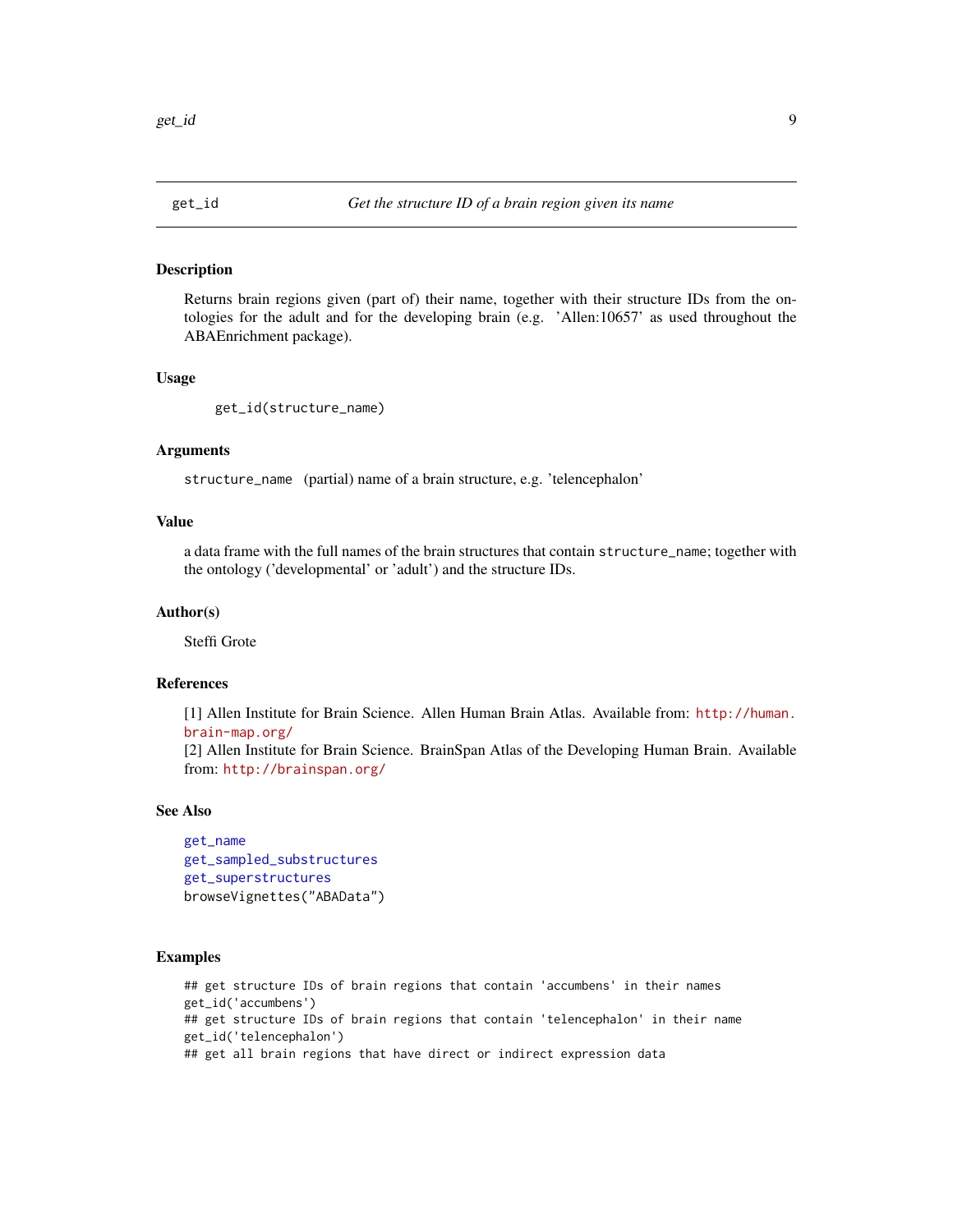## get_id — *Get the structure ID of a brain region given its name*

### Description

Returns brain regions given (part of) their name, together with their structure IDs from the ontologies for the adult and for the developing brain (e.g. 'Allen:10657' as used throughout the ABAEnrichment package).

### Usage

```
get_id(structure_name)
```

### Arguments

`structure_name` (partial) name of a brain structure, e.g. 'telencephalon'

### Value

a data frame with the full names of the brain structures that contain `structure_name`; together with the ontology ('developmental' or 'adult') and the structure IDs.

### Author(s)

Steffi Grote

### References

[1] Allen Institute for Brain Science. Allen Human Brain Atlas. Available from: http://human.brain-map.org/
[2] Allen Institute for Brain Science. BrainSpan Atlas of the Developing Human Brain. Available from: http://brainspan.org/

### See Also

get_name
get_sampled_substructures
get_superstructures
browseVignettes("ABAData")

### Examples

```
## get structure IDs of brain regions that contain 'accumbens' in their names
get_id('accumbens')
## get structure IDs of brain regions that contain 'telencephalon' in their name
get_id('telencephalon')
## get all brain regions that have direct or indirect expression data
```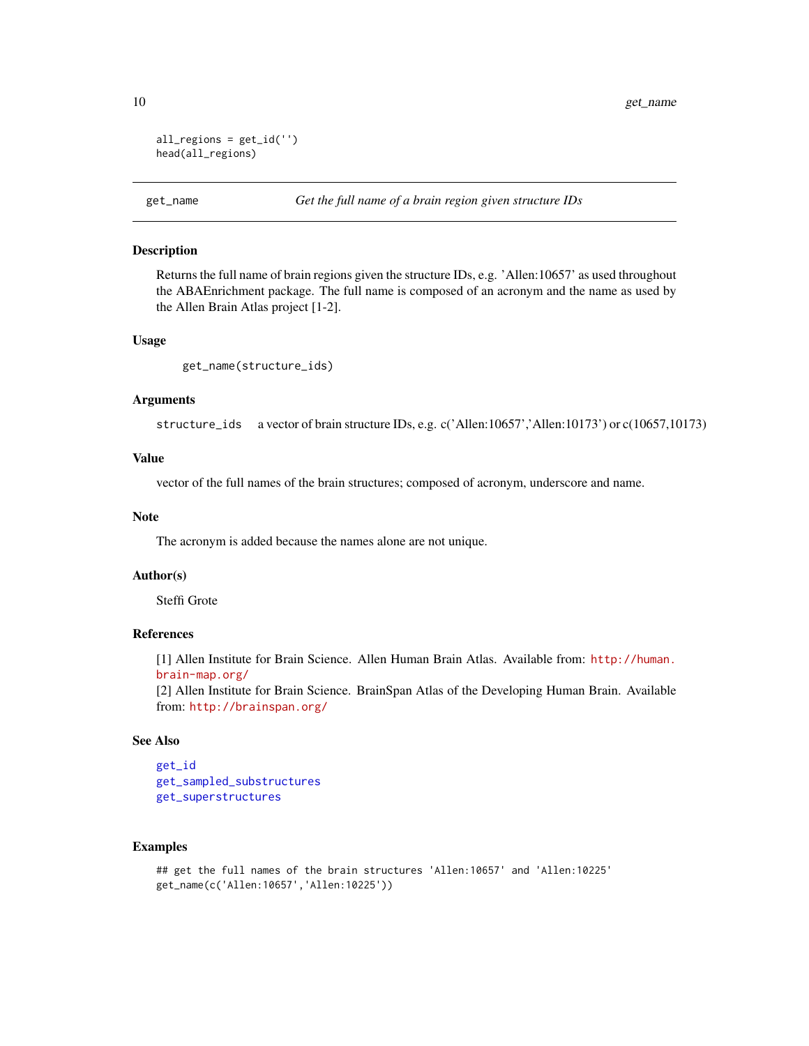```
all_regions = get_id('')
head(all_regions)
```

## get_name — *Get the full name of a brain region given structure IDs*

### Description

Returns the full name of brain regions given the structure IDs, e.g. 'Allen:10657' as used throughout the ABAEnrichment package. The full name is composed of an acronym and the name as used by the Allen Brain Atlas project [1-2].

### Usage

```
get_name(structure_ids)
```

### Arguments

| | |
|---|---|
| structure_ids | a vector of brain structure IDs, e.g. c('Allen:10657','Allen:10173') or c(10657,10173) |

### Value

vector of the full names of the brain structures; composed of acronym, underscore and name.

### Note

The acronym is added because the names alone are not unique.

### Author(s)

Steffi Grote

### References

[1] Allen Institute for Brain Science. Allen Human Brain Atlas. Available from: http://human.brain-map.org/
[2] Allen Institute for Brain Science. BrainSpan Atlas of the Developing Human Brain. Available from: http://brainspan.org/

### See Also

get_id
get_sampled_substructures
get_superstructures

### Examples

```
## get the full names of the brain structures 'Allen:10657' and 'Allen:10225'
get_name(c('Allen:10657','Allen:10225'))
```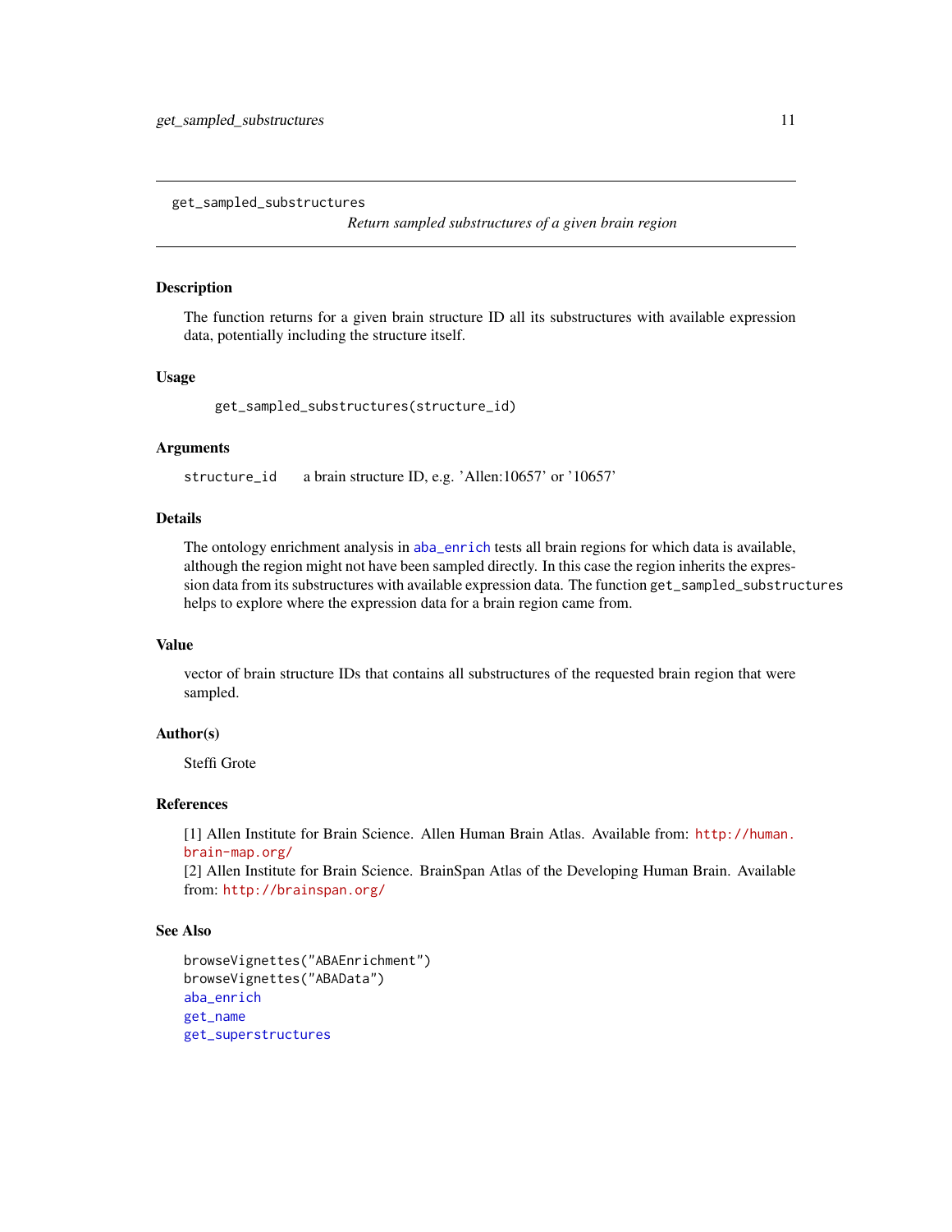get_sampled_substructures&nbsp;&nbsp;&nbsp;&nbsp;&nbsp;&nbsp;&nbsp;&nbsp;*Return sampled substructures of a given brain region*

---

## Description

The function returns for a given brain structure ID all its substructures with available expression data, potentially including the structure itself.

## Usage

```
get_sampled_substructures(structure_id)
```

## Arguments

`structure_id` &nbsp;&nbsp;&nbsp; a brain structure ID, e.g. 'Allen:10657' or '10657'

## Details

The ontology enrichment analysis in `aba_enrich` tests all brain regions for which data is available, although the region might not have been sampled directly. In this case the region inherits the expression data from its substructures with available expression data. The function `get_sampled_substructures` helps to explore where the expression data for a brain region came from.

## Value

vector of brain structure IDs that contains all substructures of the requested brain region that were sampled.

## Author(s)

Steffi Grote

## References

[1] Allen Institute for Brain Science. Allen Human Brain Atlas. Available from: http://human.brain-map.org/
[2] Allen Institute for Brain Science. BrainSpan Atlas of the Developing Human Brain. Available from: http://brainspan.org/

## See Also

```
browseVignettes("ABAEnrichment")
browseVignettes("ABAData")
```

`aba_enrich`
`get_name`
`get_superstructures`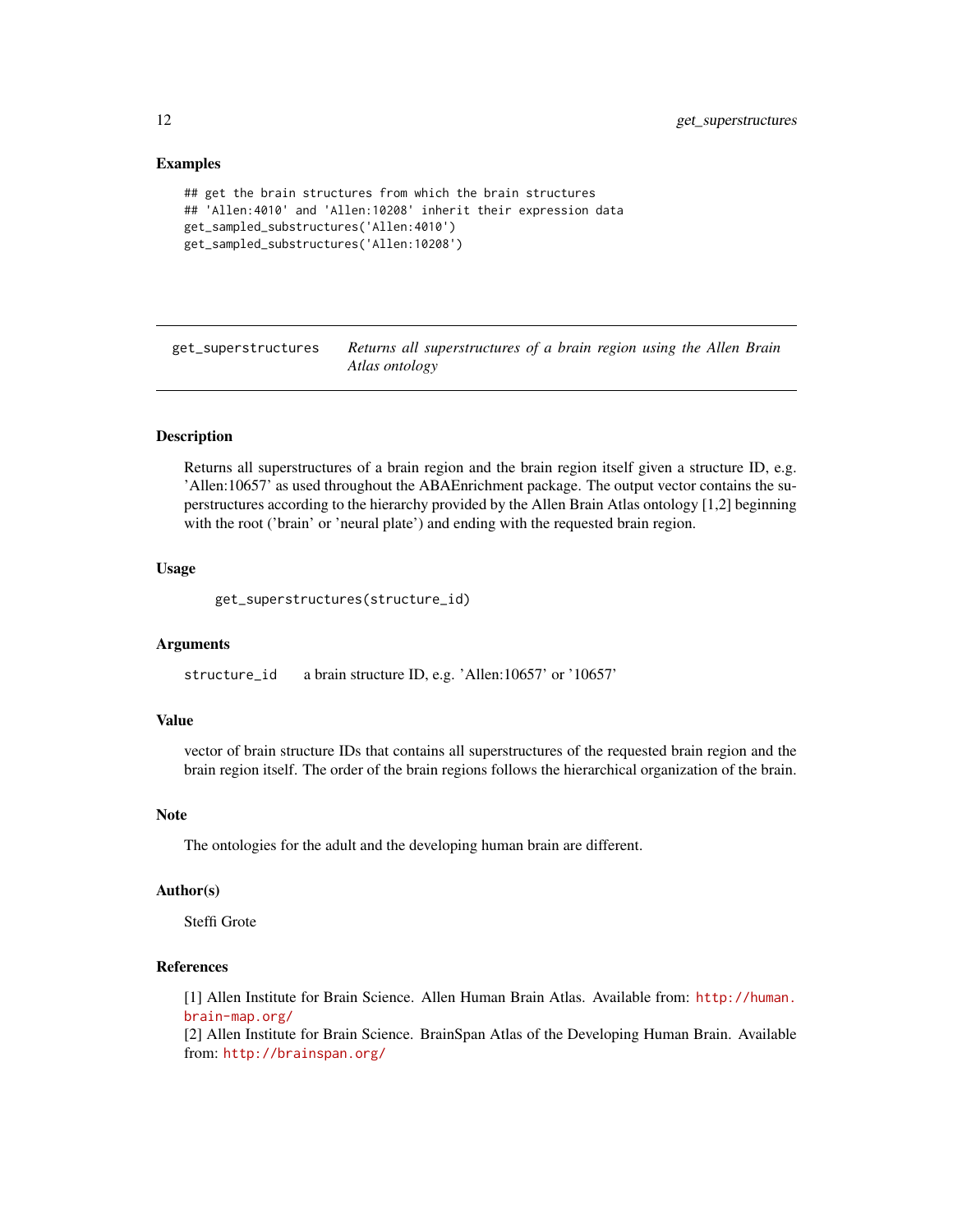### Examples

```
## get the brain structures from which the brain structures
## 'Allen:4010' and 'Allen:10208' inherit their expression data
get_sampled_substructures('Allen:4010')
get_sampled_substructures('Allen:10208')
```

---

## get_superstructures — *Returns all superstructures of a brain region using the Allen Brain Atlas ontology*

---

### Description

Returns all superstructures of a brain region and the brain region itself given a structure ID, e.g. 'Allen:10657' as used throughout the ABAEnrichment package. The output vector contains the superstructures according to the hierarchy provided by the Allen Brain Atlas ontology [1,2] beginning with the root ('brain' or 'neural plate') and ending with the requested brain region.

### Usage

```
get_superstructures(structure_id)
```

### Arguments

| | |
|---|---|
| structure_id | a brain structure ID, e.g. 'Allen:10657' or '10657' |

### Value

vector of brain structure IDs that contains all superstructures of the requested brain region and the brain region itself. The order of the brain regions follows the hierarchical organization of the brain.

### Note

The ontologies for the adult and the developing human brain are different.

### Author(s)

Steffi Grote

### References

[1] Allen Institute for Brain Science. Allen Human Brain Atlas. Available from: http://human.brain-map.org/
[2] Allen Institute for Brain Science. BrainSpan Atlas of the Developing Human Brain. Available from: http://brainspan.org/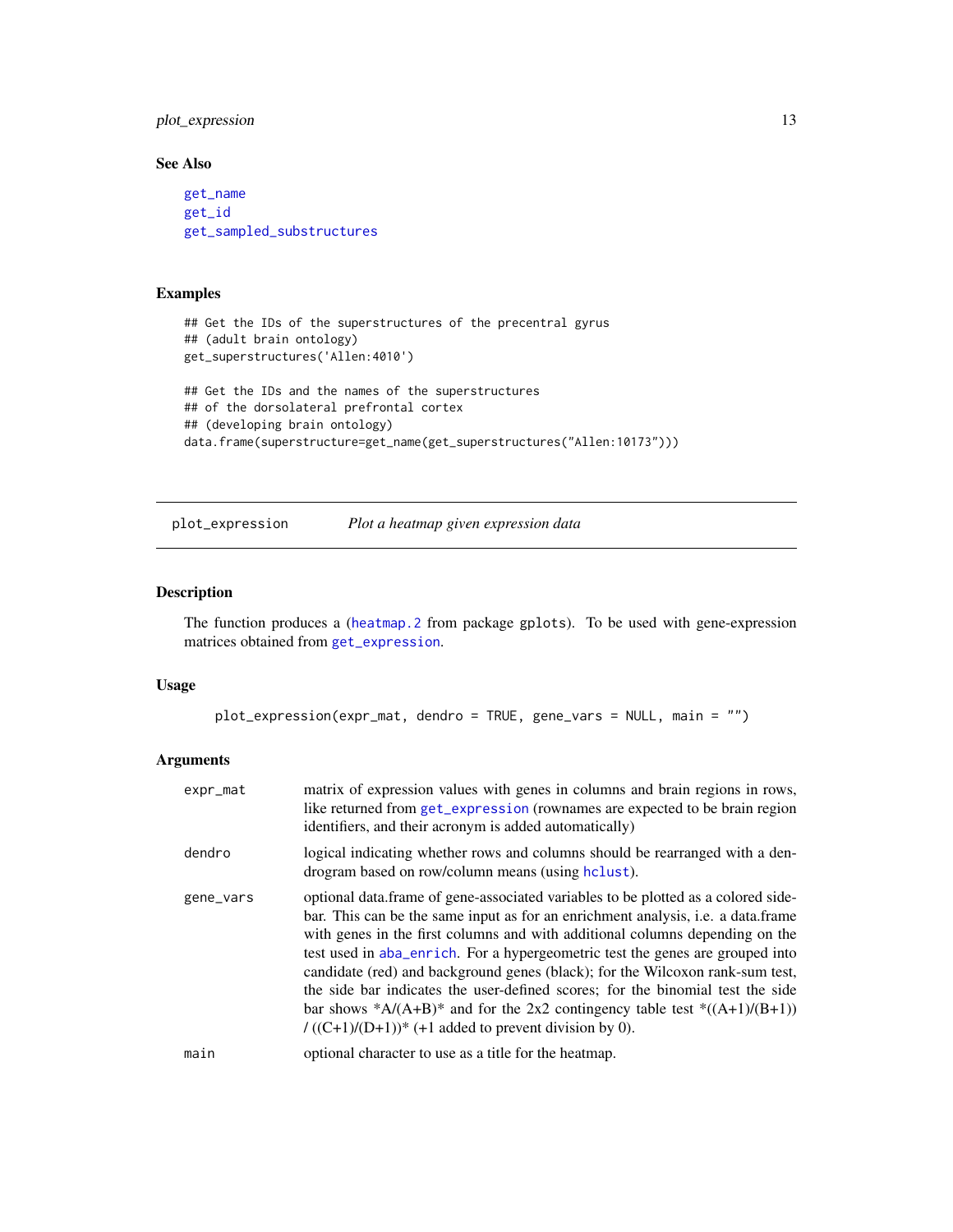### See Also

get_name
get_id
get_sampled_substructures

### Examples

```
## Get the IDs of the superstructures of the precentral gyrus
## (adult brain ontology)
get_superstructures('Allen:4010')

## Get the IDs and the names of the superstructures
## of the dorsolateral prefrontal cortex
## (developing brain ontology)
data.frame(superstructure=get_name(get_superstructures("Allen:10173")))
```

---

## plot_expression    *Plot a heatmap given expression data*

---

### Description

The function produces a (heatmap.2 from package gplots). To be used with gene-expression matrices obtained from get_expression.

### Usage

```
plot_expression(expr_mat, dendro = TRUE, gene_vars = NULL, main = "")
```

### Arguments

| | |
|---|---|
| expr_mat | matrix of expression values with genes in columns and brain regions in rows, like returned from get_expression (rownames are expected to be brain region identifiers, and their acronym is added automatically) |
| dendro | logical indicating whether rows and columns should be rearranged with a dendrogram based on row/column means (using hclust). |
| gene_vars | optional data.frame of gene-associated variables to be plotted as a colored side-bar. This can be the same input as for an enrichment analysis, i.e. a data.frame with genes in the first columns and with additional columns depending on the test used in aba_enrich. For a hypergeometric test the genes are grouped into candidate (red) and background genes (black); for the Wilcoxon rank-sum test, the side bar indicates the user-defined scores; for the binomial test the side bar shows *A/(A+B)* and for the 2x2 contingency table test *((A+1)/(B+1)) / ((C+1)/(D+1))* (+1 added to prevent division by 0). |
| main | optional character to use as a title for the heatmap. |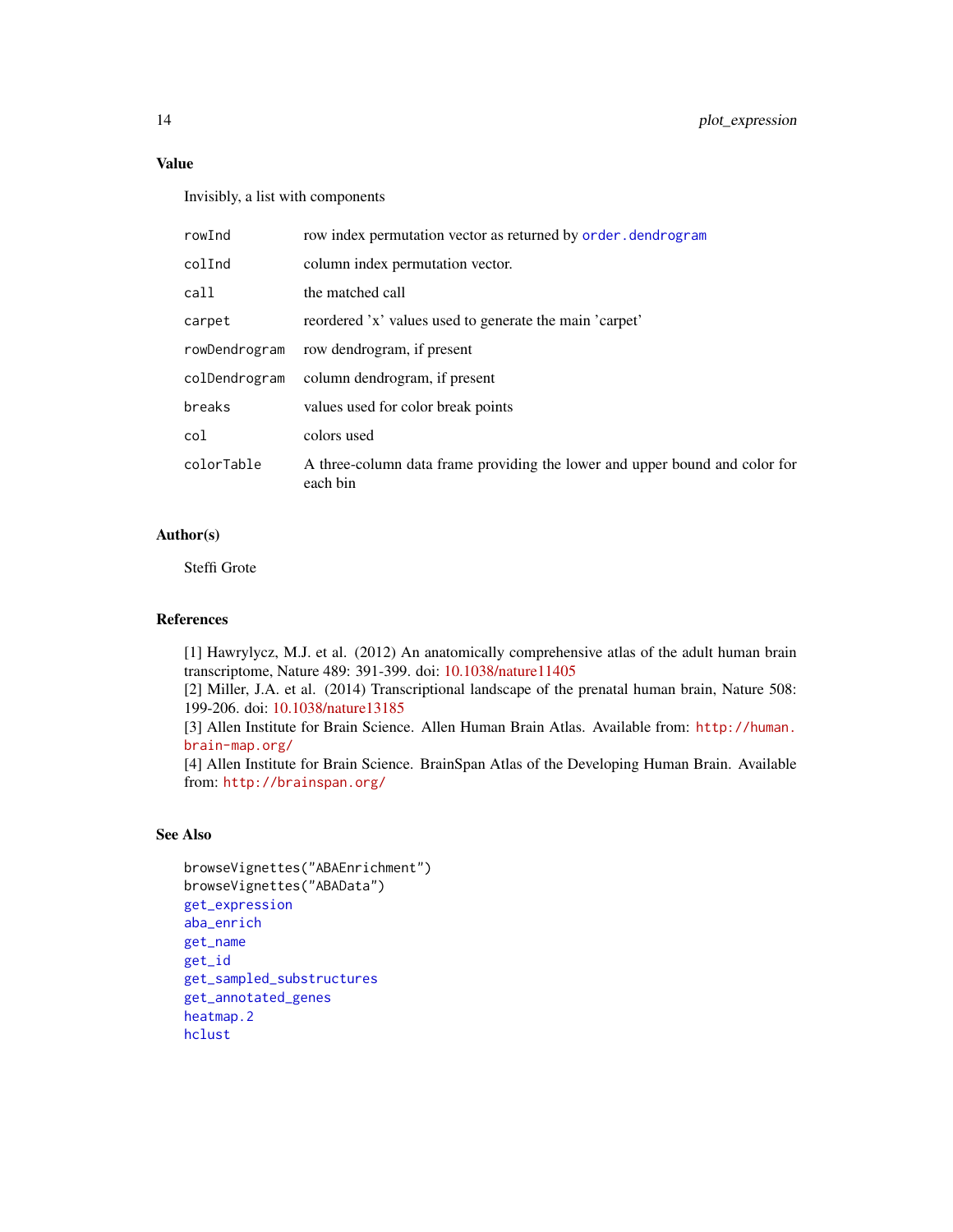## Value

Invisibly, a list with components

| | |
|---|---|
| `rowInd` | row index permutation vector as returned by `order.dendrogram` |
| `colInd` | column index permutation vector. |
| `call` | the matched call |
| `carpet` | reordered 'x' values used to generate the main 'carpet' |
| `rowDendrogram` | row dendrogram, if present |
| `colDendrogram` | column dendrogram, if present |
| `breaks` | values used for color break points |
| `col` | colors used |
| `colorTable` | A three-column data frame providing the lower and upper bound and color for each bin |

## Author(s)

Steffi Grote

## References

[1] Hawrylycz, M.J. et al. (2012) An anatomically comprehensive atlas of the adult human brain transcriptome, Nature 489: 391-399. doi: 10.1038/nature11405
[2] Miller, J.A. et al. (2014) Transcriptional landscape of the prenatal human brain, Nature 508: 199-206. doi: 10.1038/nature13185
[3] Allen Institute for Brain Science. Allen Human Brain Atlas. Available from: `http://human.brain-map.org/`
[4] Allen Institute for Brain Science. BrainSpan Atlas of the Developing Human Brain. Available from: `http://brainspan.org/`

## See Also

```
browseVignettes("ABAEnrichment")
browseVignettes("ABAData")
get_expression
aba_enrich
get_name
get_id
get_sampled_substructures
get_annotated_genes
heatmap.2
hclust
```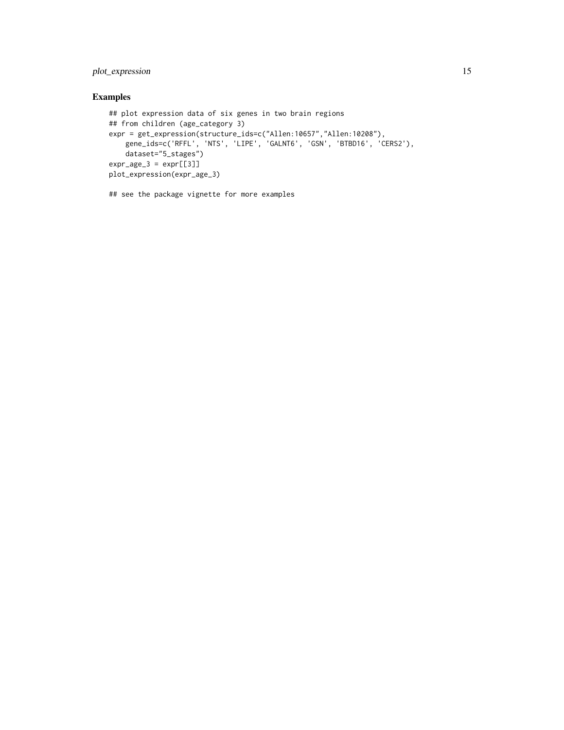## Examples

```
## plot expression data of six genes in two brain regions
## from children (age_category 3)
expr = get_expression(structure_ids=c("Allen:10657","Allen:10208"),
    gene_ids=c('RFFL', 'NTS', 'LIPE', 'GALNT6', 'GSN', 'BTBD16', 'CERS2'),
    dataset="5_stages")
expr_age_3 = expr[[3]]
plot_expression(expr_age_3)

## see the package vignette for more examples
```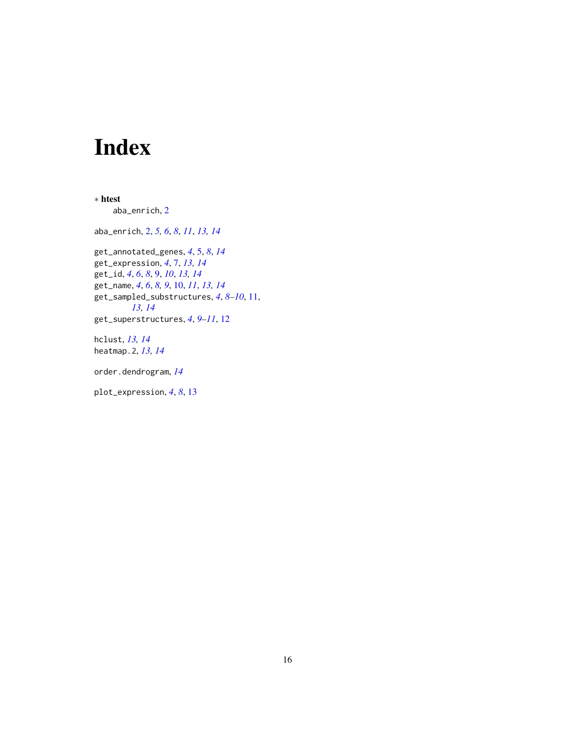# Index

∗ **htest**
    aba_enrich, 2

aba_enrich, 2, *5, 6*, *8*, *11*, *13, 14*

get_annotated_genes, *4*, 5, *8*, *14*
get_expression, *4*, 7, *13, 14*
get_id, *4*, *6*, *8*, 9, *10*, *13, 14*
get_name, *4*, *6*, *8, 9*, 10, *11*, *13, 14*
get_sampled_substructures, *4*, *8–10*, 11, *13, 14*
get_superstructures, *4*, *9–11*, 12

hclust, *13, 14*
heatmap.2, *13, 14*

order.dendrogram, *14*

plot_expression, *4*, *8*, 13